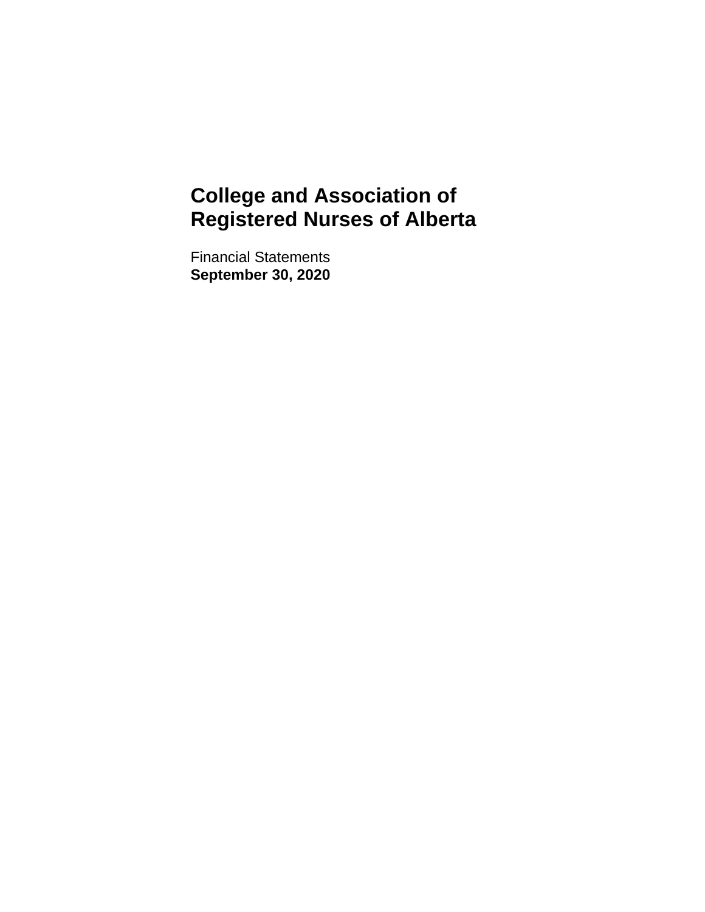# College and Association of Registered Nurses of Alberta

Financial Statements
**September 30, 2020**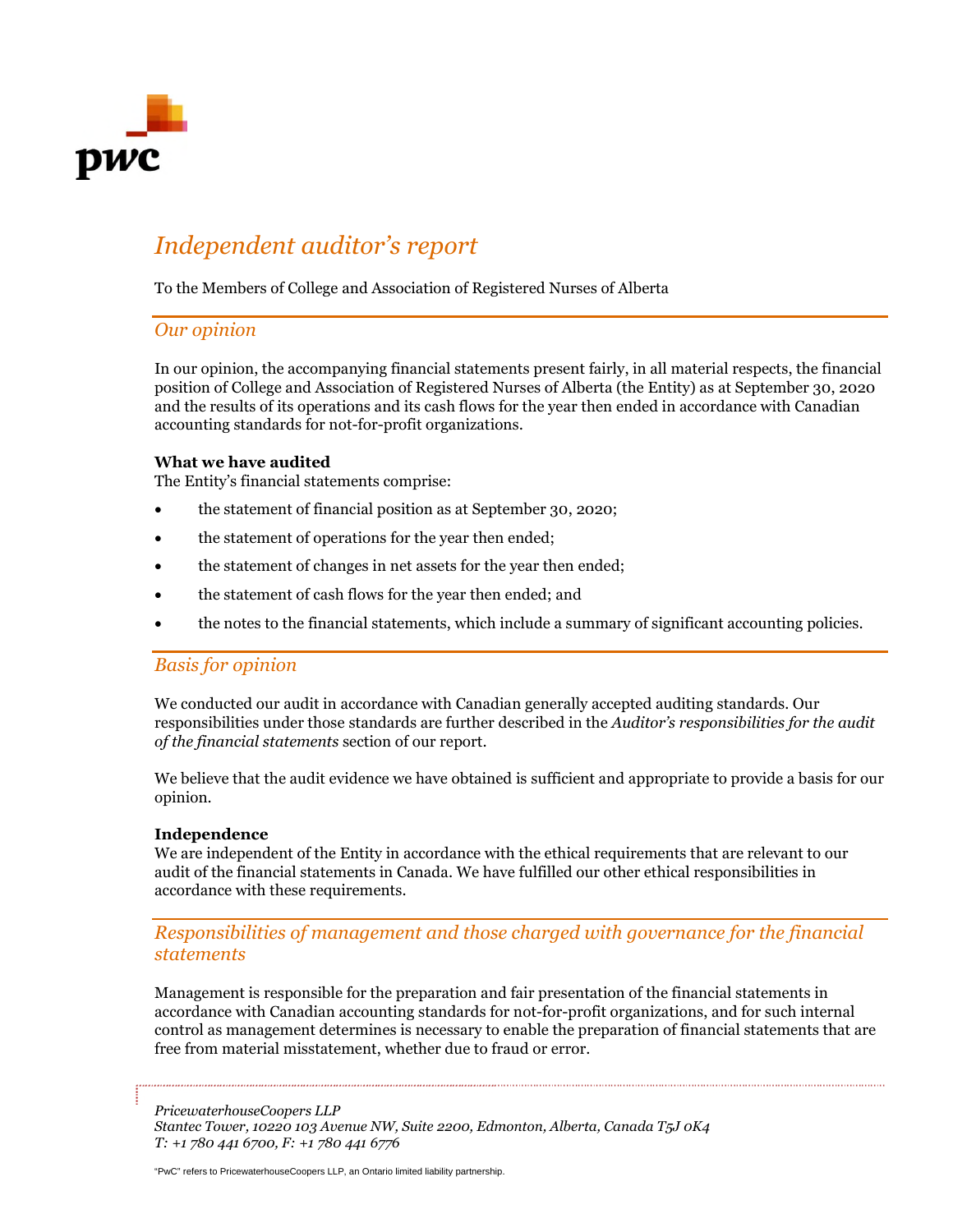# *Independent auditor's report*

To the Members of College and Association of Registered Nurses of Alberta

## *Our opinion*

In our opinion, the accompanying financial statements present fairly, in all material respects, the financial position of College and Association of Registered Nurses of Alberta (the Entity) as at September 30, 2020 and the results of its operations and its cash flows for the year then ended in accordance with Canadian accounting standards for not-for-profit organizations.

**What we have audited**
The Entity's financial statements comprise:

- the statement of financial position as at September 30, 2020;
- the statement of operations for the year then ended;
- the statement of changes in net assets for the year then ended;
- the statement of cash flows for the year then ended; and
- the notes to the financial statements, which include a summary of significant accounting policies.

## *Basis for opinion*

We conducted our audit in accordance with Canadian generally accepted auditing standards. Our responsibilities under those standards are further described in the *Auditor's responsibilities for the audit of the financial statements* section of our report.

We believe that the audit evidence we have obtained is sufficient and appropriate to provide a basis for our opinion.

**Independence**
We are independent of the Entity in accordance with the ethical requirements that are relevant to our audit of the financial statements in Canada. We have fulfilled our other ethical responsibilities in accordance with these requirements.

## *Responsibilities of management and those charged with governance for the financial statements*

Management is responsible for the preparation and fair presentation of the financial statements in accordance with Canadian accounting standards for not-for-profit organizations, and for such internal control as management determines is necessary to enable the preparation of financial statements that are free from material misstatement, whether due to fraud or error.

*PricewaterhouseCoopers LLP*
*Stantec Tower, 10220 103 Avenue NW, Suite 2200, Edmonton, Alberta, Canada T5J 0K4*
*T: +1 780 441 6700, F: +1 780 441 6776*

"PwC" refers to PricewaterhouseCoopers LLP, an Ontario limited liability partnership.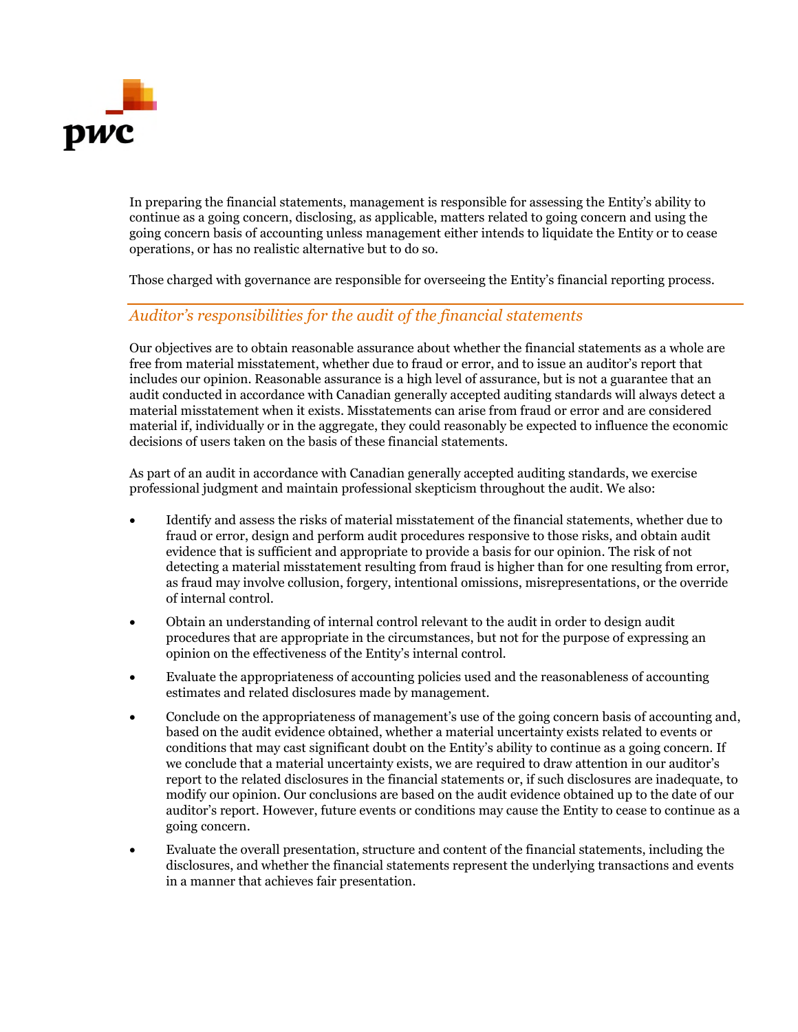In preparing the financial statements, management is responsible for assessing the Entity's ability to continue as a going concern, disclosing, as applicable, matters related to going concern and using the going concern basis of accounting unless management either intends to liquidate the Entity or to cease operations, or has no realistic alternative but to do so.

Those charged with governance are responsible for overseeing the Entity's financial reporting process.

## *Auditor's responsibilities for the audit of the financial statements*

Our objectives are to obtain reasonable assurance about whether the financial statements as a whole are free from material misstatement, whether due to fraud or error, and to issue an auditor's report that includes our opinion. Reasonable assurance is a high level of assurance, but is not a guarantee that an audit conducted in accordance with Canadian generally accepted auditing standards will always detect a material misstatement when it exists. Misstatements can arise from fraud or error and are considered material if, individually or in the aggregate, they could reasonably be expected to influence the economic decisions of users taken on the basis of these financial statements.

As part of an audit in accordance with Canadian generally accepted auditing standards, we exercise professional judgment and maintain professional skepticism throughout the audit. We also:

- Identify and assess the risks of material misstatement of the financial statements, whether due to fraud or error, design and perform audit procedures responsive to those risks, and obtain audit evidence that is sufficient and appropriate to provide a basis for our opinion. The risk of not detecting a material misstatement resulting from fraud is higher than for one resulting from error, as fraud may involve collusion, forgery, intentional omissions, misrepresentations, or the override of internal control.
- Obtain an understanding of internal control relevant to the audit in order to design audit procedures that are appropriate in the circumstances, but not for the purpose of expressing an opinion on the effectiveness of the Entity's internal control.
- Evaluate the appropriateness of accounting policies used and the reasonableness of accounting estimates and related disclosures made by management.
- Conclude on the appropriateness of management's use of the going concern basis of accounting and, based on the audit evidence obtained, whether a material uncertainty exists related to events or conditions that may cast significant doubt on the Entity's ability to continue as a going concern. If we conclude that a material uncertainty exists, we are required to draw attention in our auditor's report to the related disclosures in the financial statements or, if such disclosures are inadequate, to modify our opinion. Our conclusions are based on the audit evidence obtained up to the date of our auditor's report. However, future events or conditions may cause the Entity to cease to continue as a going concern.
- Evaluate the overall presentation, structure and content of the financial statements, including the disclosures, and whether the financial statements represent the underlying transactions and events in a manner that achieves fair presentation.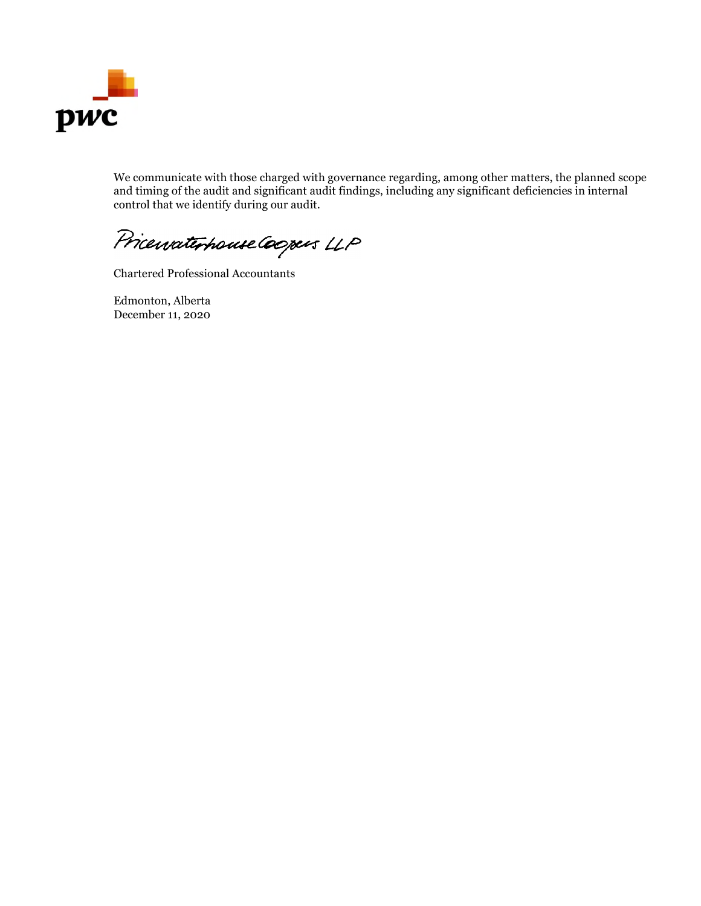We communicate with those charged with governance regarding, among other matters, the planned scope and timing of the audit and significant audit findings, including any significant deficiencies in internal control that we identify during our audit.

PricewaterhouseCoopers LLP

Chartered Professional Accountants

Edmonton, Alberta
December 11, 2020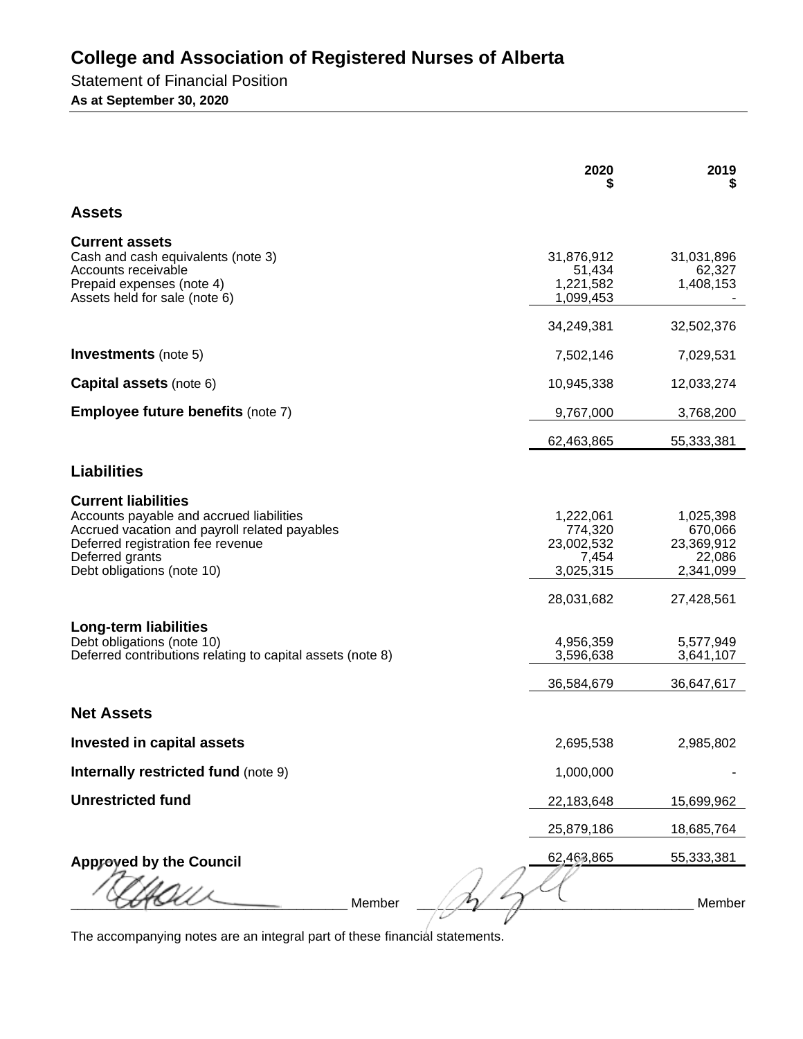# College and Association of Registered Nurses of Alberta

Statement of Financial Position

**As at September 30, 2020**

| | 2020 $ | 2019 $ |
|---|---:|---:|
| **Assets** | | |
| **Current assets** | | |
| Cash and cash equivalents (note 3) | 31,876,912 | 31,031,896 |
| Accounts receivable | 51,434 | 62,327 |
| Prepaid expenses (note 4) | 1,221,582 | 1,408,153 |
| Assets held for sale (note 6) | 1,099,453 | - |
| | 34,249,381 | 32,502,376 |
| **Investments** (note 5) | 7,502,146 | 7,029,531 |
| **Capital assets** (note 6) | 10,945,338 | 12,033,274 |
| **Employee future benefits** (note 7) | 9,767,000 | 3,768,200 |
| | 62,463,865 | 55,333,381 |
| **Liabilities** | | |
| **Current liabilities** | | |
| Accounts payable and accrued liabilities | 1,222,061 | 1,025,398 |
| Accrued vacation and payroll related payables | 774,320 | 670,066 |
| Deferred registration fee revenue | 23,002,532 | 23,369,912 |
| Deferred grants | 7,454 | 22,086 |
| Debt obligations (note 10) | 3,025,315 | 2,341,099 |
| | 28,031,682 | 27,428,561 |
| **Long-term liabilities** | | |
| Debt obligations (note 10) | 4,956,359 | 5,577,949 |
| Deferred contributions relating to capital assets (note 8) | 3,596,638 | 3,641,107 |
| | 36,584,679 | 36,647,617 |
| **Net Assets** | | |
| **Invested in capital assets** | 2,695,538 | 2,985,802 |
| **Internally restricted fund** (note 9) | 1,000,000 | - |
| **Unrestricted fund** | 22,183,648 | 15,699,962 |
| | 25,879,186 | 18,685,764 |
| | 62,463,865 | 55,333,381 |

**Approved by the Council**

_______________________ Member  _______________________ Member

The accompanying notes are an integral part of these financial statements.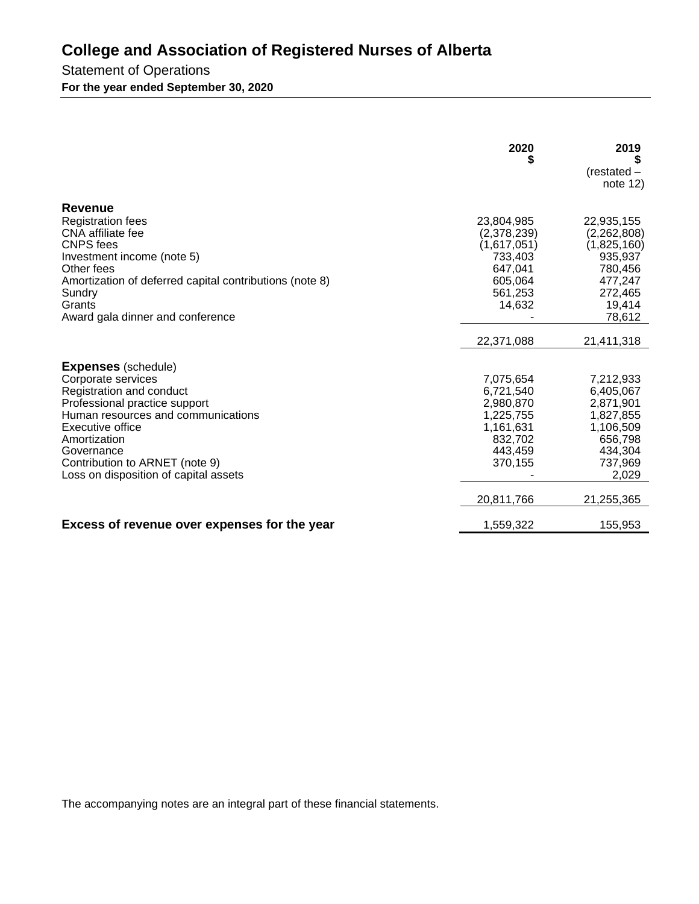# College and Association of Registered Nurses of Alberta

Statement of Operations

**For the year ended September 30, 2020**

| | 2020<br>$ | 2019<br>$<br>(restated – note 12) |
|---|---|---|
| **Revenue** | | |
| Registration fees | 23,804,985 | 22,935,155 |
| CNA affiliate fee | (2,378,239) | (2,262,808) |
| CNPS fees | (1,617,051) | (1,825,160) |
| Investment income (note 5) | 733,403 | 935,937 |
| Other fees | 647,041 | 780,456 |
| Amortization of deferred capital contributions (note 8) | 605,064 | 477,247 |
| Sundry | 561,253 | 272,465 |
| Grants | 14,632 | 19,414 |
| Award gala dinner and conference | - | 78,612 |
| | 22,371,088 | 21,411,318 |
| **Expenses** (schedule) | | |
| Corporate services | 7,075,654 | 7,212,933 |
| Registration and conduct | 6,721,540 | 6,405,067 |
| Professional practice support | 2,980,870 | 2,871,901 |
| Human resources and communications | 1,225,755 | 1,827,855 |
| Executive office | 1,161,631 | 1,106,509 |
| Amortization | 832,702 | 656,798 |
| Governance | 443,459 | 434,304 |
| Contribution to ARNET (note 9) | 370,155 | 737,969 |
| Loss on disposition of capital assets | - | 2,029 |
| | 20,811,766 | 21,255,365 |
| **Excess of revenue over expenses for the year** | 1,559,322 | 155,953 |

The accompanying notes are an integral part of these financial statements.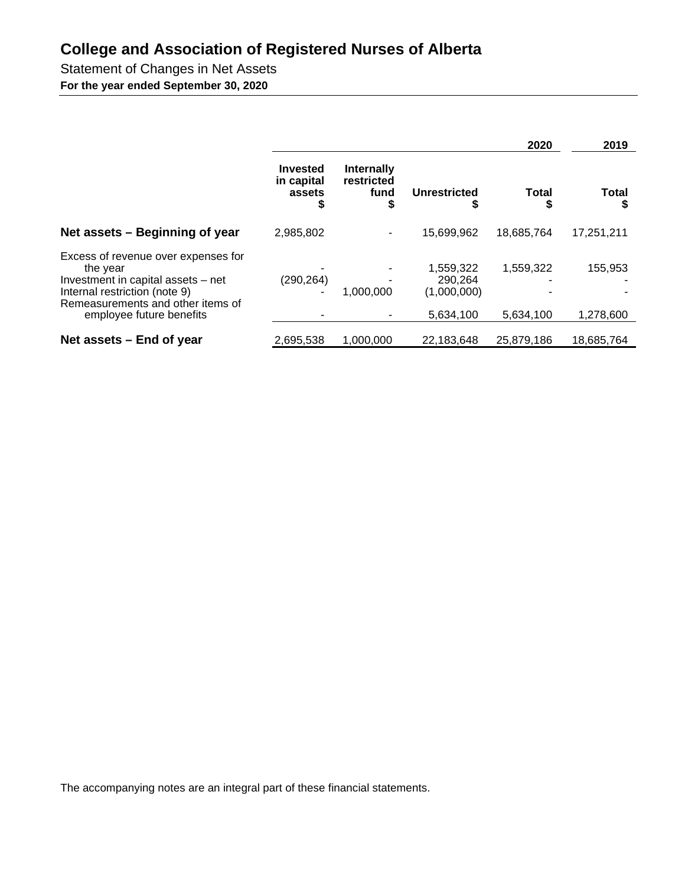# College and Association of Registered Nurses of Alberta

Statement of Changes in Net Assets

**For the year ended September 30, 2020**

| | | | | 2020 | 2019 |
|---|---|---|---|---|---|
| | **Invested in capital assets $** | **Internally restricted fund $** | **Unrestricted $** | **Total $** | **Total $** |
| **Net assets – Beginning of year** | 2,985,802 | - | 15,699,962 | 18,685,764 | 17,251,211 |
| Excess of revenue over expenses for the year | - | - | 1,559,322 | 1,559,322 | 155,953 |
| Investment in capital assets – net | (290,264) | - | 290,264 | - | - |
| Internal restriction (note 9) | - | 1,000,000 | (1,000,000) | - | - |
| Remeasurements and other items of employee future benefits | - | - | 5,634,100 | 5,634,100 | 1,278,600 |
| **Net assets – End of year** | 2,695,538 | 1,000,000 | 22,183,648 | 25,879,186 | 18,685,764 |

The accompanying notes are an integral part of these financial statements.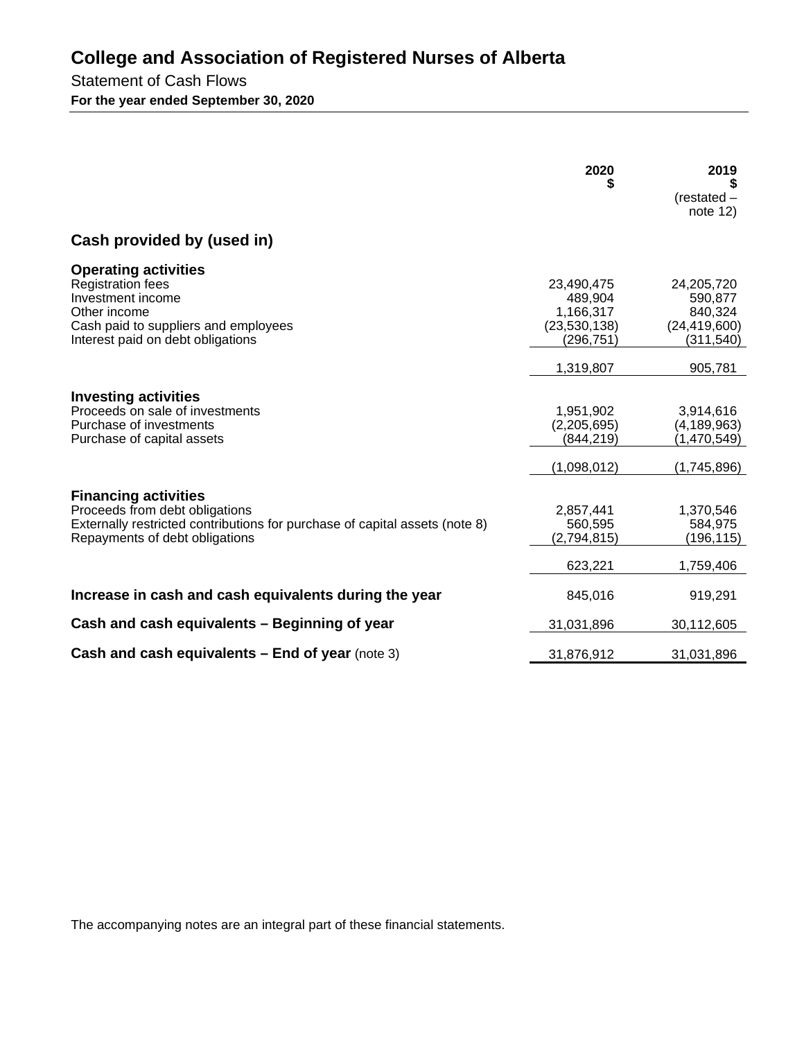# College and Association of Registered Nurses of Alberta

Statement of Cash Flows

**For the year ended September 30, 2020**

| | 2020 $ | 2019 $ (restated – note 12) |
|---|---|---|
| **Cash provided by (used in)** | | |
| **Operating activities** | | |
| Registration fees | 23,490,475 | 24,205,720 |
| Investment income | 489,904 | 590,877 |
| Other income | 1,166,317 | 840,324 |
| Cash paid to suppliers and employees | (23,530,138) | (24,419,600) |
| Interest paid on debt obligations | (296,751) | (311,540) |
| | 1,319,807 | 905,781 |
| **Investing activities** | | |
| Proceeds on sale of investments | 1,951,902 | 3,914,616 |
| Purchase of investments | (2,205,695) | (4,189,963) |
| Purchase of capital assets | (844,219) | (1,470,549) |
| | (1,098,012) | (1,745,896) |
| **Financing activities** | | |
| Proceeds from debt obligations | 2,857,441 | 1,370,546 |
| Externally restricted contributions for purchase of capital assets (note 8) | 560,595 | 584,975 |
| Repayments of debt obligations | (2,794,815) | (196,115) |
| | 623,221 | 1,759,406 |
| **Increase in cash and cash equivalents during the year** | 845,016 | 919,291 |
| **Cash and cash equivalents – Beginning of year** | 31,031,896 | 30,112,605 |
| **Cash and cash equivalents – End of year** (note 3) | 31,876,912 | 31,031,896 |

The accompanying notes are an integral part of these financial statements.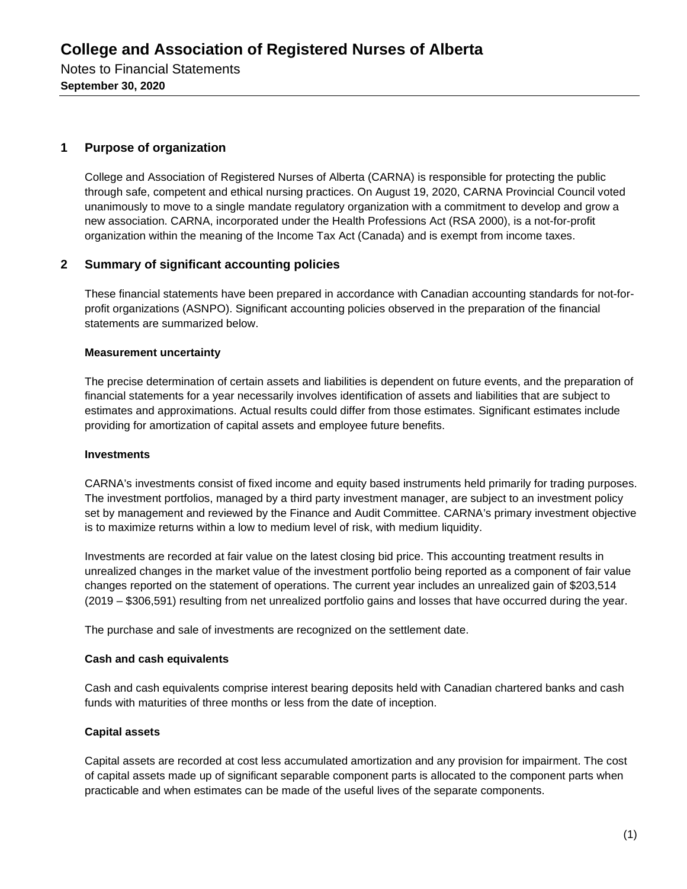# College and Association of Registered Nurses of Alberta

Notes to Financial Statements

**September 30, 2020**

## 1 Purpose of organization

College and Association of Registered Nurses of Alberta (CARNA) is responsible for protecting the public through safe, competent and ethical nursing practices. On August 19, 2020, CARNA Provincial Council voted unanimously to move to a single mandate regulatory organization with a commitment to develop and grow a new association. CARNA, incorporated under the Health Professions Act (RSA 2000), is a not-for-profit organization within the meaning of the Income Tax Act (Canada) and is exempt from income taxes.

## 2 Summary of significant accounting policies

These financial statements have been prepared in accordance with Canadian accounting standards for not-for-profit organizations (ASNPO). Significant accounting policies observed in the preparation of the financial statements are summarized below.

### Measurement uncertainty

The precise determination of certain assets and liabilities is dependent on future events, and the preparation of financial statements for a year necessarily involves identification of assets and liabilities that are subject to estimates and approximations. Actual results could differ from those estimates. Significant estimates include providing for amortization of capital assets and employee future benefits.

### Investments

CARNA's investments consist of fixed income and equity based instruments held primarily for trading purposes. The investment portfolios, managed by a third party investment manager, are subject to an investment policy set by management and reviewed by the Finance and Audit Committee. CARNA's primary investment objective is to maximize returns within a low to medium level of risk, with medium liquidity.

Investments are recorded at fair value on the latest closing bid price. This accounting treatment results in unrealized changes in the market value of the investment portfolio being reported as a component of fair value changes reported on the statement of operations. The current year includes an unrealized gain of $203,514 (2019 – $306,591) resulting from net unrealized portfolio gains and losses that have occurred during the year.

The purchase and sale of investments are recognized on the settlement date.

### Cash and cash equivalents

Cash and cash equivalents comprise interest bearing deposits held with Canadian chartered banks and cash funds with maturities of three months or less from the date of inception.

### Capital assets

Capital assets are recorded at cost less accumulated amortization and any provision for impairment. The cost of capital assets made up of significant separable component parts is allocated to the component parts when practicable and when estimates can be made of the useful lives of the separate components.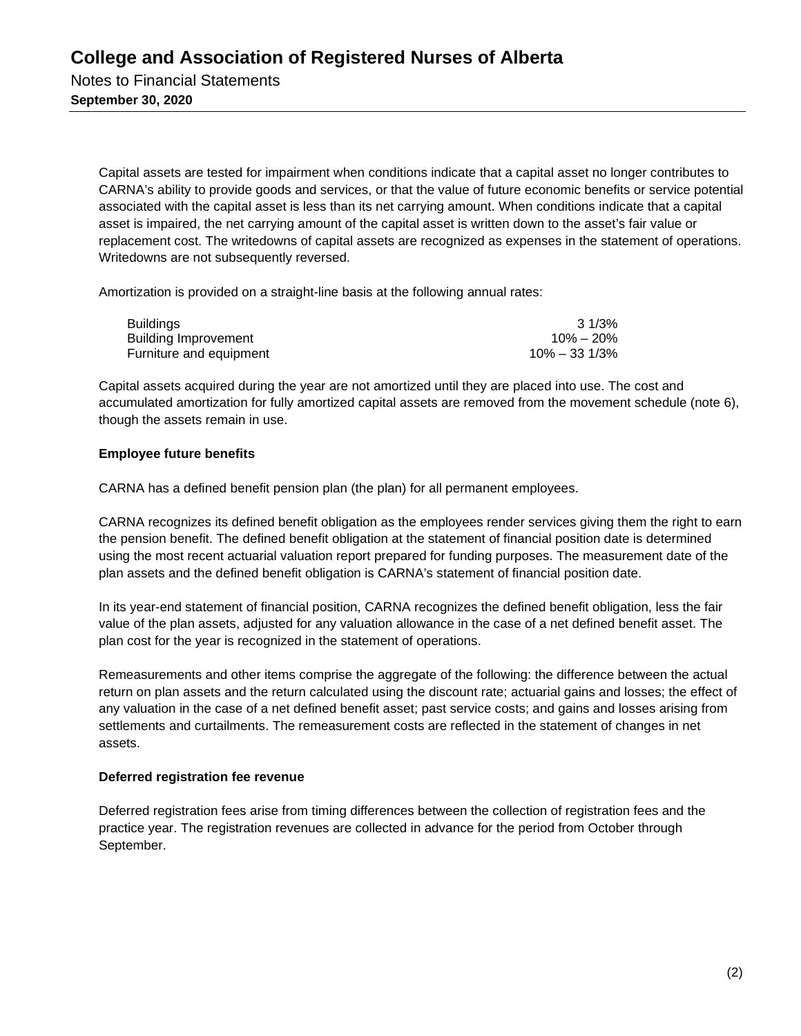Capital assets are tested for impairment when conditions indicate that a capital asset no longer contributes to CARNA's ability to provide goods and services, or that the value of future economic benefits or service potential associated with the capital asset is less than its net carrying amount. When conditions indicate that a capital asset is impaired, the net carrying amount of the capital asset is written down to the asset's fair value or replacement cost. The writedowns of capital assets are recognized as expenses in the statement of operations. Writedowns are not subsequently reversed.

Amortization is provided on a straight-line basis at the following annual rates:

| | |
|---|---:|
| Buildings | 3 1/3% |
| Building Improvement | 10% – 20% |
| Furniture and equipment | 10% – 33 1/3% |

Capital assets acquired during the year are not amortized until they are placed into use. The cost and accumulated amortization for fully amortized capital assets are removed from the movement schedule (note 6), though the assets remain in use.

**Employee future benefits**

CARNA has a defined benefit pension plan (the plan) for all permanent employees.

CARNA recognizes its defined benefit obligation as the employees render services giving them the right to earn the pension benefit. The defined benefit obligation at the statement of financial position date is determined using the most recent actuarial valuation report prepared for funding purposes. The measurement date of the plan assets and the defined benefit obligation is CARNA's statement of financial position date.

In its year-end statement of financial position, CARNA recognizes the defined benefit obligation, less the fair value of the plan assets, adjusted for any valuation allowance in the case of a net defined benefit asset. The plan cost for the year is recognized in the statement of operations.

Remeasurements and other items comprise the aggregate of the following: the difference between the actual return on plan assets and the return calculated using the discount rate; actuarial gains and losses; the effect of any valuation in the case of a net defined benefit asset; past service costs; and gains and losses arising from settlements and curtailments. The remeasurement costs are reflected in the statement of changes in net assets.

**Deferred registration fee revenue**

Deferred registration fees arise from timing differences between the collection of registration fees and the practice year. The registration revenues are collected in advance for the period from October through September.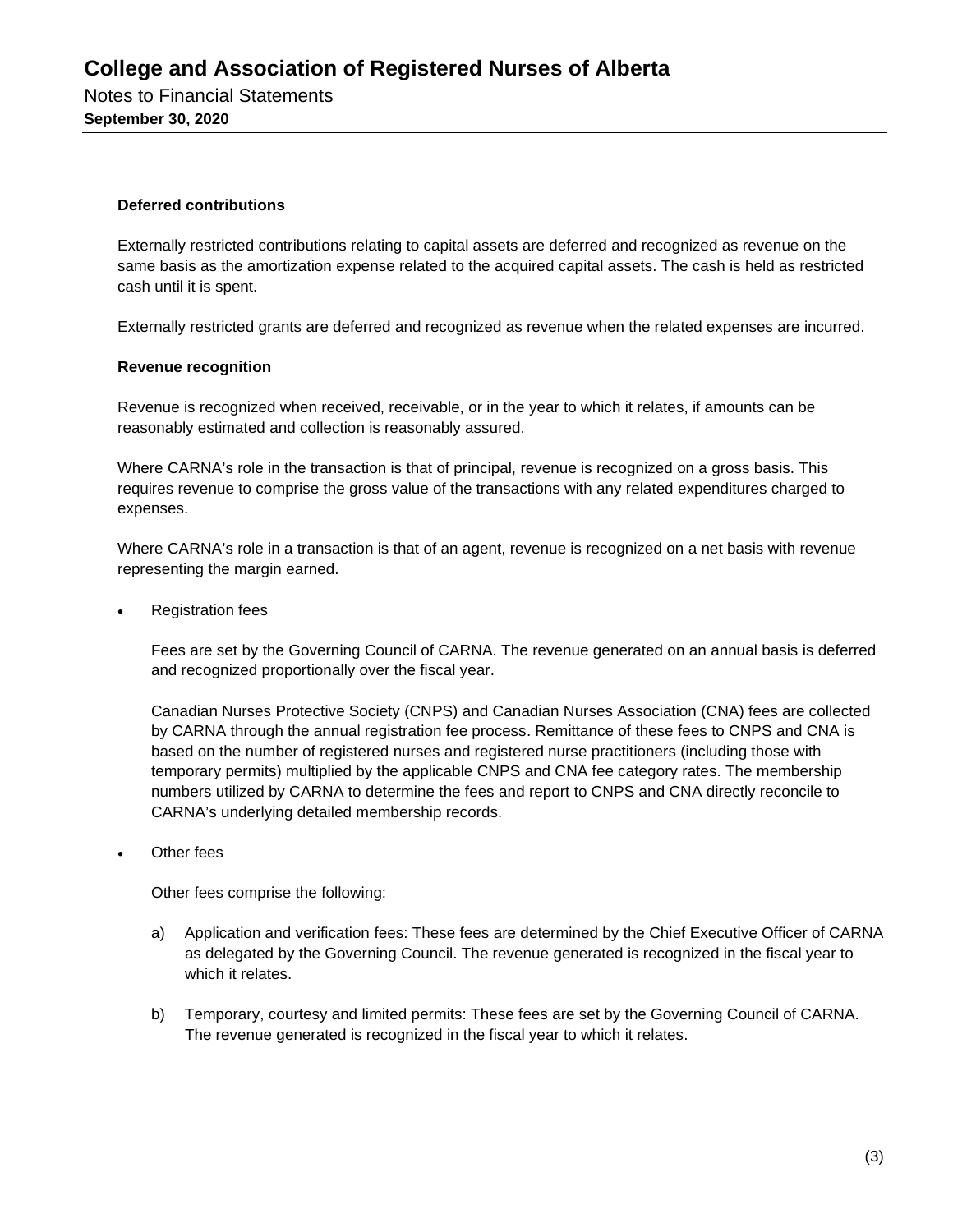**Deferred contributions**

Externally restricted contributions relating to capital assets are deferred and recognized as revenue on the same basis as the amortization expense related to the acquired capital assets. The cash is held as restricted cash until it is spent.

Externally restricted grants are deferred and recognized as revenue when the related expenses are incurred.

**Revenue recognition**

Revenue is recognized when received, receivable, or in the year to which it relates, if amounts can be reasonably estimated and collection is reasonably assured.

Where CARNA's role in the transaction is that of principal, revenue is recognized on a gross basis. This requires revenue to comprise the gross value of the transactions with any related expenditures charged to expenses.

Where CARNA's role in a transaction is that of an agent, revenue is recognized on a net basis with revenue representing the margin earned.

- Registration fees

  Fees are set by the Governing Council of CARNA. The revenue generated on an annual basis is deferred and recognized proportionally over the fiscal year.

  Canadian Nurses Protective Society (CNPS) and Canadian Nurses Association (CNA) fees are collected by CARNA through the annual registration fee process. Remittance of these fees to CNPS and CNA is based on the number of registered nurses and registered nurse practitioners (including those with temporary permits) multiplied by the applicable CNPS and CNA fee category rates. The membership numbers utilized by CARNA to determine the fees and report to CNPS and CNA directly reconcile to CARNA's underlying detailed membership records.

- Other fees

  Other fees comprise the following:

  a) Application and verification fees: These fees are determined by the Chief Executive Officer of CARNA as delegated by the Governing Council. The revenue generated is recognized in the fiscal year to which it relates.

  b) Temporary, courtesy and limited permits: These fees are set by the Governing Council of CARNA. The revenue generated is recognized in the fiscal year to which it relates.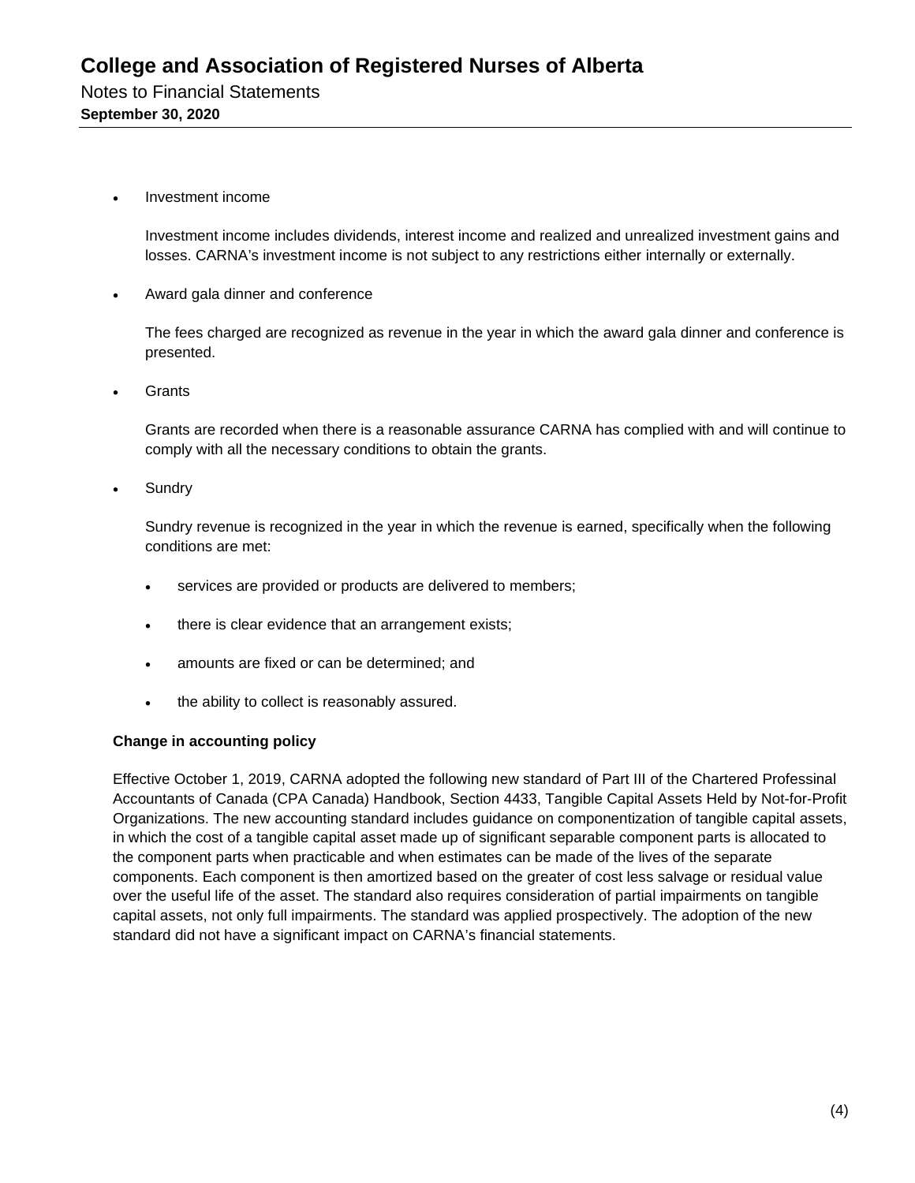- Investment income

  Investment income includes dividends, interest income and realized and unrealized investment gains and losses. CARNA's investment income is not subject to any restrictions either internally or externally.

- Award gala dinner and conference

  The fees charged are recognized as revenue in the year in which the award gala dinner and conference is presented.

- Grants

  Grants are recorded when there is a reasonable assurance CARNA has complied with and will continue to comply with all the necessary conditions to obtain the grants.

- Sundry

  Sundry revenue is recognized in the year in which the revenue is earned, specifically when the following conditions are met:

  - services are provided or products are delivered to members;
  - there is clear evidence that an arrangement exists;
  - amounts are fixed or can be determined; and
  - the ability to collect is reasonably assured.

**Change in accounting policy**

Effective October 1, 2019, CARNA adopted the following new standard of Part III of the Chartered Professinal Accountants of Canada (CPA Canada) Handbook, Section 4433, Tangible Capital Assets Held by Not-for-Profit Organizations. The new accounting standard includes guidance on componentization of tangible capital assets, in which the cost of a tangible capital asset made up of significant separable component parts is allocated to the component parts when practicable and when estimates can be made of the lives of the separate components. Each component is then amortized based on the greater of cost less salvage or residual value over the useful life of the asset. The standard also requires consideration of partial impairments on tangible capital assets, not only full impairments. The standard was applied prospectively. The adoption of the new standard did not have a significant impact on CARNA's financial statements.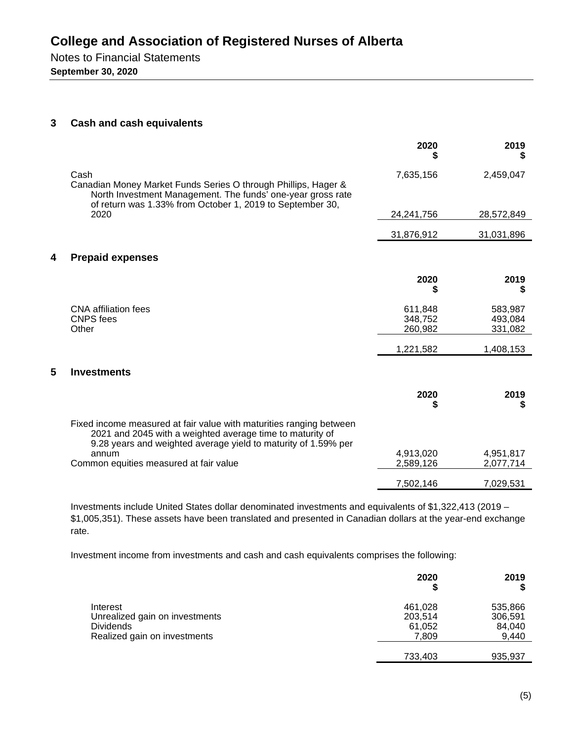# College and Association of Registered Nurses of Alberta

Notes to Financial Statements

**September 30, 2020**

## 3 Cash and cash equivalents

| | 2020<br>$ | 2019<br>$ |
|---|---:|---:|
| Cash | 7,635,156 | 2,459,047 |
| Canadian Money Market Funds Series O through Phillips, Hager & North Investment Management. The funds' one-year gross rate of return was 1.33% from October 1, 2019 to September 30, 2020 | 24,241,756 | 28,572,849 |
| | 31,876,912 | 31,031,896 |

## 4 Prepaid expenses

| | 2020<br>$ | 2019<br>$ |
|---|---:|---:|
| CNA affiliation fees | 611,848 | 583,987 |
| CNPS fees | 348,752 | 493,084 |
| Other | 260,982 | 331,082 |
| | 1,221,582 | 1,408,153 |

## 5 Investments

| | 2020<br>$ | 2019<br>$ |
|---|---:|---:|
| Fixed income measured at fair value with maturities ranging between 2021 and 2045 with a weighted average time to maturity of 9.28 years and weighted average yield to maturity of 1.59% per annum | 4,913,020 | 4,951,817 |
| Common equities measured at fair value | 2,589,126 | 2,077,714 |
| | 7,502,146 | 7,029,531 |

Investments include United States dollar denominated investments and equivalents of $1,322,413 (2019 – $1,005,351). These assets have been translated and presented in Canadian dollars at the year-end exchange rate.

Investment income from investments and cash and cash equivalents comprises the following:

| | 2020<br>$ | 2019<br>$ |
|---|---:|---:|
| Interest | 461,028 | 535,866 |
| Unrealized gain on investments | 203,514 | 306,591 |
| Dividends | 61,052 | 84,040 |
| Realized gain on investments | 7,809 | 9,440 |
| | 733,403 | 935,937 |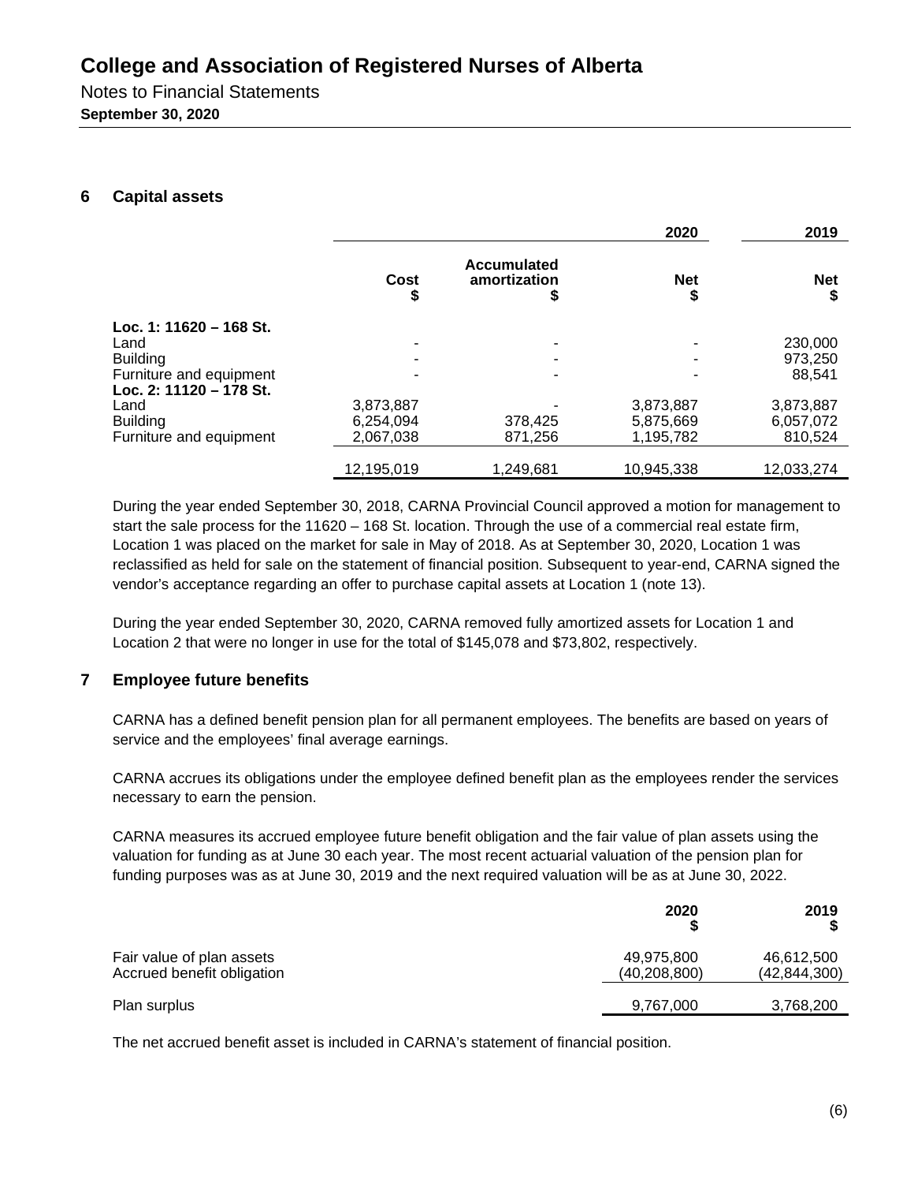## 6 Capital assets

| | 2020 | | | 2019 |
|---|---|---|---|---|
| | Cost<br>$ | Accumulated amortization<br>$ | Net<br>$ | Net<br>$ |
| **Loc. 1: 11620 – 168 St.** | | | | |
| Land | - | - | - | 230,000 |
| Building | - | - | - | 973,250 |
| Furniture and equipment | - | - | - | 88,541 |
| **Loc. 2: 11120 – 178 St.** | | | | |
| Land | 3,873,887 | - | 3,873,887 | 3,873,887 |
| Building | 6,254,094 | 378,425 | 5,875,669 | 6,057,072 |
| Furniture and equipment | 2,067,038 | 871,256 | 1,195,782 | 810,524 |
| | 12,195,019 | 1,249,681 | 10,945,338 | 12,033,274 |

During the year ended September 30, 2018, CARNA Provincial Council approved a motion for management to start the sale process for the 11620 – 168 St. location. Through the use of a commercial real estate firm, Location 1 was placed on the market for sale in May of 2018. As at September 30, 2020, Location 1 was reclassified as held for sale on the statement of financial position. Subsequent to year-end, CARNA signed the vendor's acceptance regarding an offer to purchase capital assets at Location 1 (note 13).

During the year ended September 30, 2020, CARNA removed fully amortized assets for Location 1 and Location 2 that were no longer in use for the total of $145,078 and $73,802, respectively.

## 7 Employee future benefits

CARNA has a defined benefit pension plan for all permanent employees. The benefits are based on years of service and the employees' final average earnings.

CARNA accrues its obligations under the employee defined benefit plan as the employees render the services necessary to earn the pension.

CARNA measures its accrued employee future benefit obligation and the fair value of plan assets using the valuation for funding as at June 30 each year. The most recent actuarial valuation of the pension plan for funding purposes was as at June 30, 2019 and the next required valuation will be as at June 30, 2022.

| | 2020<br>$ | 2019<br>$ |
|---|---|---|
| Fair value of plan assets | 49,975,800 | 46,612,500 |
| Accrued benefit obligation | (40,208,800) | (42,844,300) |
| Plan surplus | 9,767,000 | 3,768,200 |

The net accrued benefit asset is included in CARNA's statement of financial position.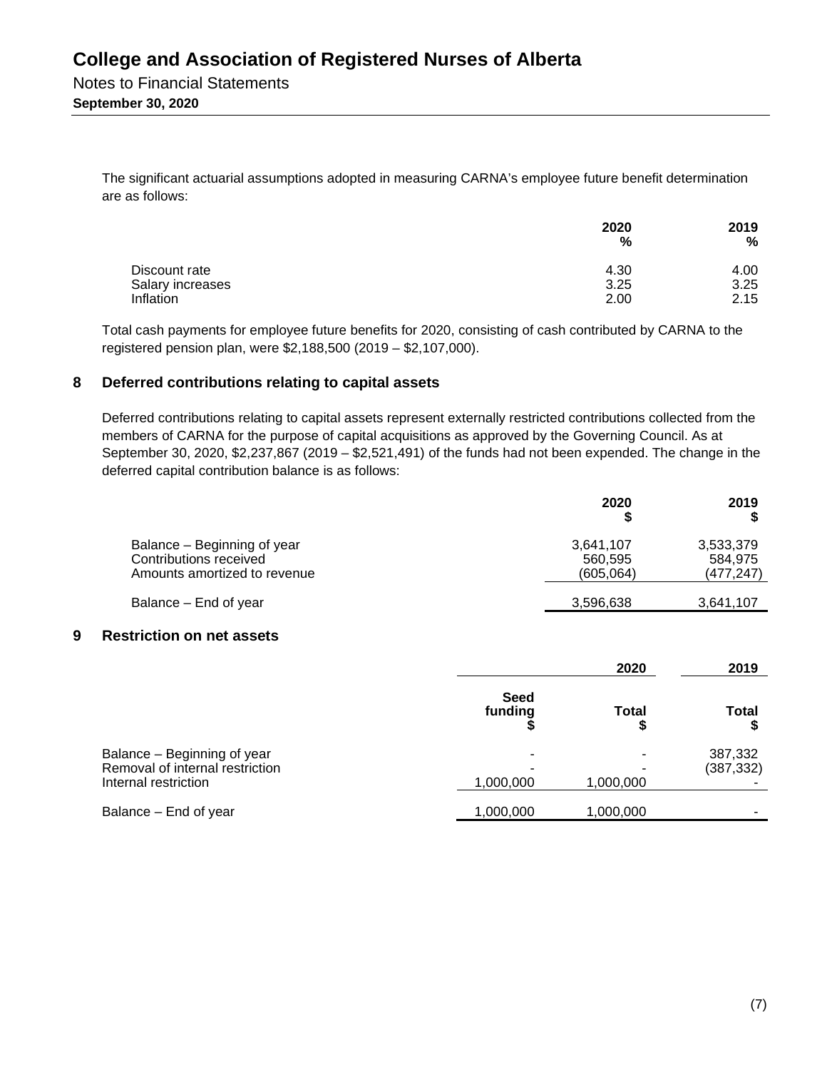The significant actuarial assumptions adopted in measuring CARNA's employee future benefit determination are as follows:

| | 2020 % | 2019 % |
|---|---|---|
| Discount rate | 4.30 | 4.00 |
| Salary increases | 3.25 | 3.25 |
| Inflation | 2.00 | 2.15 |

Total cash payments for employee future benefits for 2020, consisting of cash contributed by CARNA to the registered pension plan, were $2,188,500 (2019 – $2,107,000).

## 8 Deferred contributions relating to capital assets

Deferred contributions relating to capital assets represent externally restricted contributions collected from the members of CARNA for the purpose of capital acquisitions as approved by the Governing Council. As at September 30, 2020, $2,237,867 (2019 – $2,521,491) of the funds had not been expended. The change in the deferred capital contribution balance is as follows:

| | 2020 $ | 2019 $ |
|---|---|---|
| Balance – Beginning of year | 3,641,107 | 3,533,379 |
| Contributions received | 560,595 | 584,975 |
| Amounts amortized to revenue | (605,064) | (477,247) |
| Balance – End of year | 3,596,638 | 3,641,107 |

## 9 Restriction on net assets

| | 2020 | | 2019 |
|---|---|---|---|
| | Seed funding $ | Total $ | Total $ |
| Balance – Beginning of year | - | - | 387,332 |
| Removal of internal restriction | - | - | (387,332) |
| Internal restriction | 1,000,000 | 1,000,000 | - |
| Balance – End of year | 1,000,000 | 1,000,000 | - |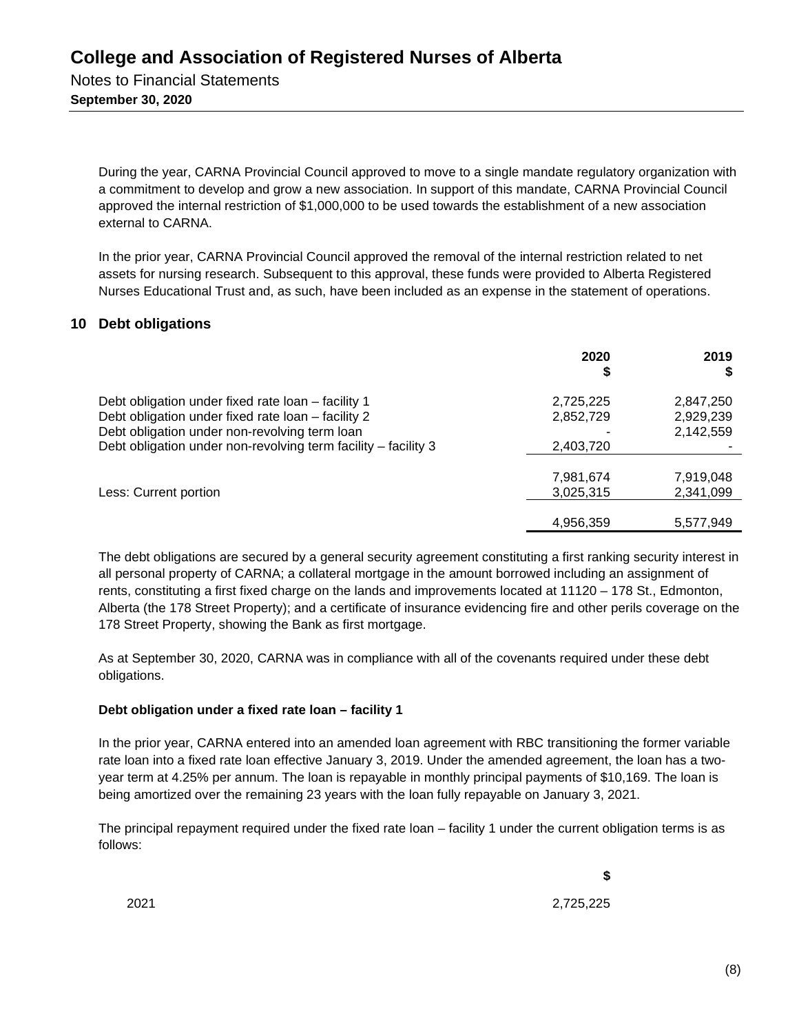During the year, CARNA Provincial Council approved to move to a single mandate regulatory organization with a commitment to develop and grow a new association. In support of this mandate, CARNA Provincial Council approved the internal restriction of $1,000,000 to be used towards the establishment of a new association external to CARNA.

In the prior year, CARNA Provincial Council approved the removal of the internal restriction related to net assets for nursing research. Subsequent to this approval, these funds were provided to Alberta Registered Nurses Educational Trust and, as such, have been included as an expense in the statement of operations.

## 10 Debt obligations

| | 2020 $ | 2019 $ |
|---|---|---|
| Debt obligation under fixed rate loan – facility 1 | 2,725,225 | 2,847,250 |
| Debt obligation under fixed rate loan – facility 2 | 2,852,729 | 2,929,239 |
| Debt obligation under non-revolving term loan | - | 2,142,559 |
| Debt obligation under non-revolving term facility – facility 3 | 2,403,720 | - |
| | 7,981,674 | 7,919,048 |
| Less: Current portion | 3,025,315 | 2,341,099 |
| | 4,956,359 | 5,577,949 |

The debt obligations are secured by a general security agreement constituting a first ranking security interest in all personal property of CARNA; a collateral mortgage in the amount borrowed including an assignment of rents, constituting a first fixed charge on the lands and improvements located at 11120 – 178 St., Edmonton, Alberta (the 178 Street Property); and a certificate of insurance evidencing fire and other perils coverage on the 178 Street Property, showing the Bank as first mortgage.

As at September 30, 2020, CARNA was in compliance with all of the covenants required under these debt obligations.

**Debt obligation under a fixed rate loan – facility 1**

In the prior year, CARNA entered into an amended loan agreement with RBC transitioning the former variable rate loan into a fixed rate loan effective January 3, 2019. Under the amended agreement, the loan has a two-year term at 4.25% per annum. The loan is repayable in monthly principal payments of $10,169. The loan is being amortized over the remaining 23 years with the loan fully repayable on January 3, 2021.

The principal repayment required under the fixed rate loan – facility 1 under the current obligation terms is as follows:

| | $ |
|---|---|
| 2021 | 2,725,225 |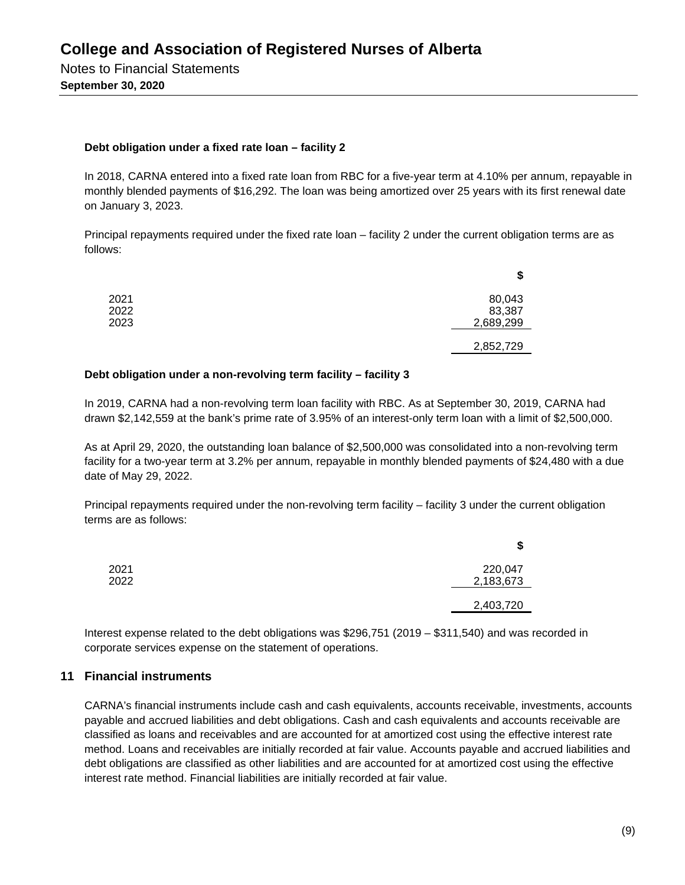**Debt obligation under a fixed rate loan – facility 2**

In 2018, CARNA entered into a fixed rate loan from RBC for a five-year term at 4.10% per annum, repayable in monthly blended payments of $16,292. The loan was being amortized over 25 years with its first renewal date on January 3, 2023.

Principal repayments required under the fixed rate loan – facility 2 under the current obligation terms are as follows:

| | $ |
|---|---:|
| 2021 | 80,043 |
| 2022 | 83,387 |
| 2023 | 2,689,299 |
| | 2,852,729 |

**Debt obligation under a non-revolving term facility – facility 3**

In 2019, CARNA had a non-revolving term loan facility with RBC. As at September 30, 2019, CARNA had drawn $2,142,559 at the bank's prime rate of 3.95% of an interest-only term loan with a limit of $2,500,000.

As at April 29, 2020, the outstanding loan balance of $2,500,000 was consolidated into a non-revolving term facility for a two-year term at 3.2% per annum, repayable in monthly blended payments of $24,480 with a due date of May 29, 2022.

Principal repayments required under the non-revolving term facility – facility 3 under the current obligation terms are as follows:

| | $ |
|---|---:|
| 2021 | 220,047 |
| 2022 | 2,183,673 |
| | 2,403,720 |

Interest expense related to the debt obligations was $296,751 (2019 – $311,540) and was recorded in corporate services expense on the statement of operations.

## 11 Financial instruments

CARNA's financial instruments include cash and cash equivalents, accounts receivable, investments, accounts payable and accrued liabilities and debt obligations. Cash and cash equivalents and accounts receivable are classified as loans and receivables and are accounted for at amortized cost using the effective interest rate method. Loans and receivables are initially recorded at fair value. Accounts payable and accrued liabilities and debt obligations are classified as other liabilities and are accounted for at amortized cost using the effective interest rate method. Financial liabilities are initially recorded at fair value.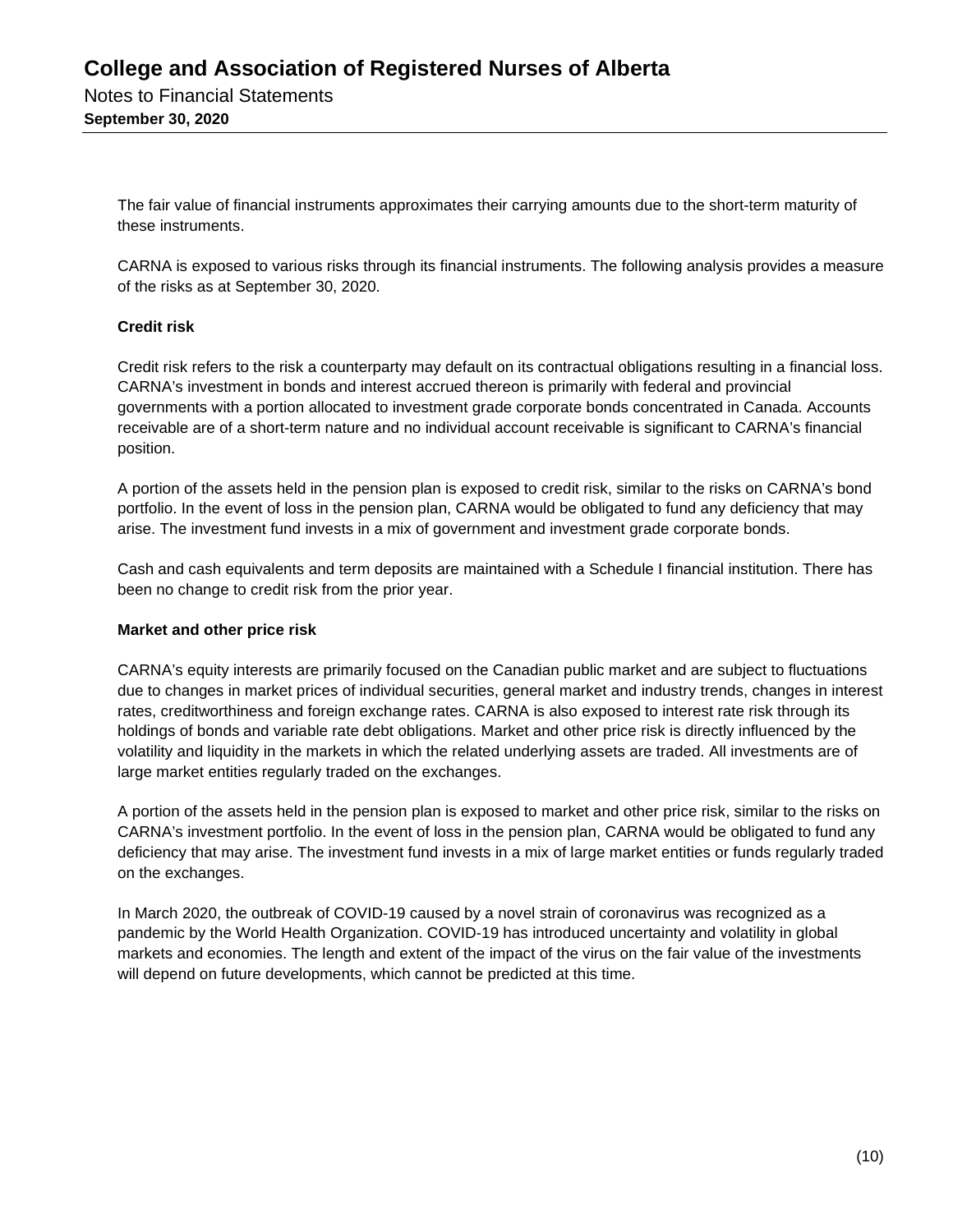The fair value of financial instruments approximates their carrying amounts due to the short-term maturity of these instruments.

CARNA is exposed to various risks through its financial instruments. The following analysis provides a measure of the risks as at September 30, 2020.

**Credit risk**

Credit risk refers to the risk a counterparty may default on its contractual obligations resulting in a financial loss. CARNA's investment in bonds and interest accrued thereon is primarily with federal and provincial governments with a portion allocated to investment grade corporate bonds concentrated in Canada. Accounts receivable are of a short-term nature and no individual account receivable is significant to CARNA's financial position.

A portion of the assets held in the pension plan is exposed to credit risk, similar to the risks on CARNA's bond portfolio. In the event of loss in the pension plan, CARNA would be obligated to fund any deficiency that may arise. The investment fund invests in a mix of government and investment grade corporate bonds.

Cash and cash equivalents and term deposits are maintained with a Schedule I financial institution. There has been no change to credit risk from the prior year.

**Market and other price risk**

CARNA's equity interests are primarily focused on the Canadian public market and are subject to fluctuations due to changes in market prices of individual securities, general market and industry trends, changes in interest rates, creditworthiness and foreign exchange rates. CARNA is also exposed to interest rate risk through its holdings of bonds and variable rate debt obligations. Market and other price risk is directly influenced by the volatility and liquidity in the markets in which the related underlying assets are traded. All investments are of large market entities regularly traded on the exchanges.

A portion of the assets held in the pension plan is exposed to market and other price risk, similar to the risks on CARNA's investment portfolio. In the event of loss in the pension plan, CARNA would be obligated to fund any deficiency that may arise. The investment fund invests in a mix of large market entities or funds regularly traded on the exchanges.

In March 2020, the outbreak of COVID-19 caused by a novel strain of coronavirus was recognized as a pandemic by the World Health Organization. COVID-19 has introduced uncertainty and volatility in global markets and economies. The length and extent of the impact of the virus on the fair value of the investments will depend on future developments, which cannot be predicted at this time.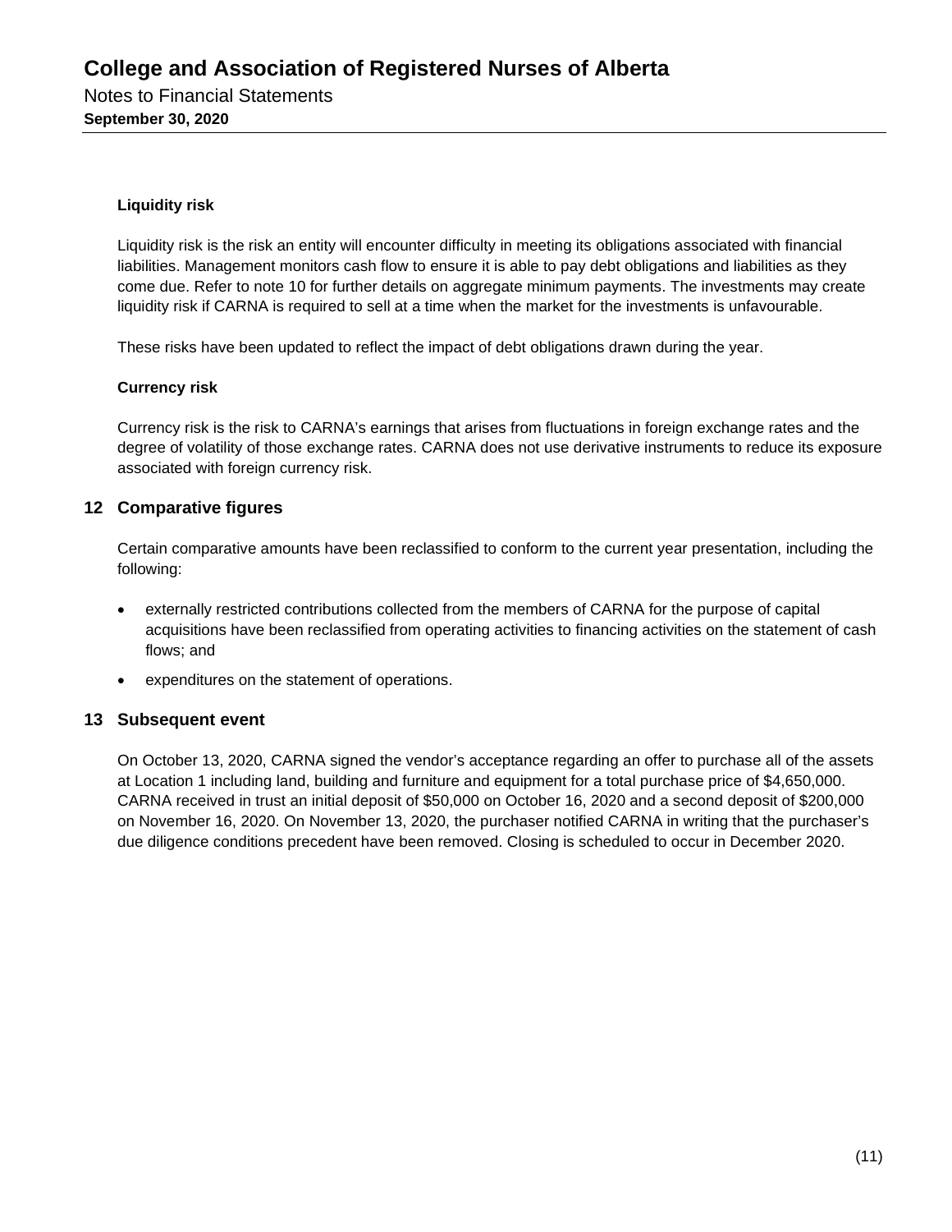**Liquidity risk**

Liquidity risk is the risk an entity will encounter difficulty in meeting its obligations associated with financial liabilities. Management monitors cash flow to ensure it is able to pay debt obligations and liabilities as they come due. Refer to note 10 for further details on aggregate minimum payments. The investments may create liquidity risk if CARNA is required to sell at a time when the market for the investments is unfavourable.

These risks have been updated to reflect the impact of debt obligations drawn during the year.

**Currency risk**

Currency risk is the risk to CARNA's earnings that arises from fluctuations in foreign exchange rates and the degree of volatility of those exchange rates. CARNA does not use derivative instruments to reduce its exposure associated with foreign currency risk.

## 12 Comparative figures

Certain comparative amounts have been reclassified to conform to the current year presentation, including the following:

- externally restricted contributions collected from the members of CARNA for the purpose of capital acquisitions have been reclassified from operating activities to financing activities on the statement of cash flows; and
- expenditures on the statement of operations.

## 13 Subsequent event

On October 13, 2020, CARNA signed the vendor's acceptance regarding an offer to purchase all of the assets at Location 1 including land, building and furniture and equipment for a total purchase price of $4,650,000. CARNA received in trust an initial deposit of $50,000 on October 16, 2020 and a second deposit of $200,000 on November 16, 2020. On November 13, 2020, the purchaser notified CARNA in writing that the purchaser's due diligence conditions precedent have been removed. Closing is scheduled to occur in December 2020.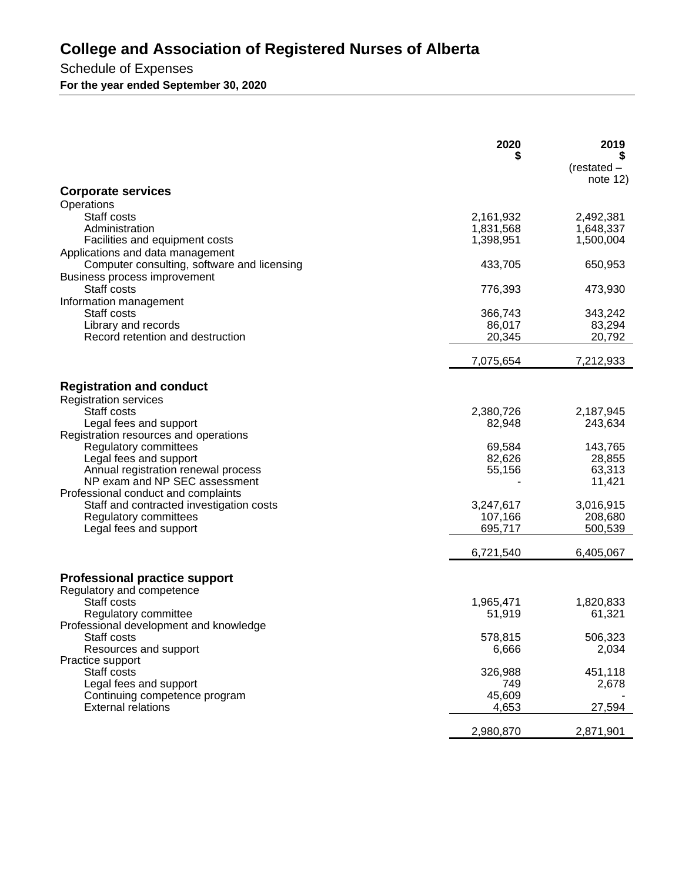# College and Association of Registered Nurses of Alberta

Schedule of Expenses

**For the year ended September 30, 2020**

| | 2020 $ | 2019 $ (restated – note 12) |
|---|---|---|
| **Corporate services** | | |
| Operations | | |
| Staff costs | 2,161,932 | 2,492,381 |
| Administration | 1,831,568 | 1,648,337 |
| Facilities and equipment costs | 1,398,951 | 1,500,004 |
| Applications and data management | | |
| Computer consulting, software and licensing | 433,705 | 650,953 |
| Business process improvement | | |
| Staff costs | 776,393 | 473,930 |
| Information management | | |
| Staff costs | 366,743 | 343,242 |
| Library and records | 86,017 | 83,294 |
| Record retention and destruction | 20,345 | 20,792 |
| | 7,075,654 | 7,212,933 |
| **Registration and conduct** | | |
| Registration services | | |
| Staff costs | 2,380,726 | 2,187,945 |
| Legal fees and support | 82,948 | 243,634 |
| Registration resources and operations | | |
| Regulatory committees | 69,584 | 143,765 |
| Legal fees and support | 82,626 | 28,855 |
| Annual registration renewal process | 55,156 | 63,313 |
| NP exam and NP SEC assessment | - | 11,421 |
| Professional conduct and complaints | | |
| Staff and contracted investigation costs | 3,247,617 | 3,016,915 |
| Regulatory committees | 107,166 | 208,680 |
| Legal fees and support | 695,717 | 500,539 |
| | 6,721,540 | 6,405,067 |
| **Professional practice support** | | |
| Regulatory and competence | | |
| Staff costs | 1,965,471 | 1,820,833 |
| Regulatory committee | 51,919 | 61,321 |
| Professional development and knowledge | | |
| Staff costs | 578,815 | 506,323 |
| Resources and support | 6,666 | 2,034 |
| Practice support | | |
| Staff costs | 326,988 | 451,118 |
| Legal fees and support | 749 | 2,678 |
| Continuing competence program | 45,609 | - |
| External relations | 4,653 | 27,594 |
| | 2,980,870 | 2,871,901 |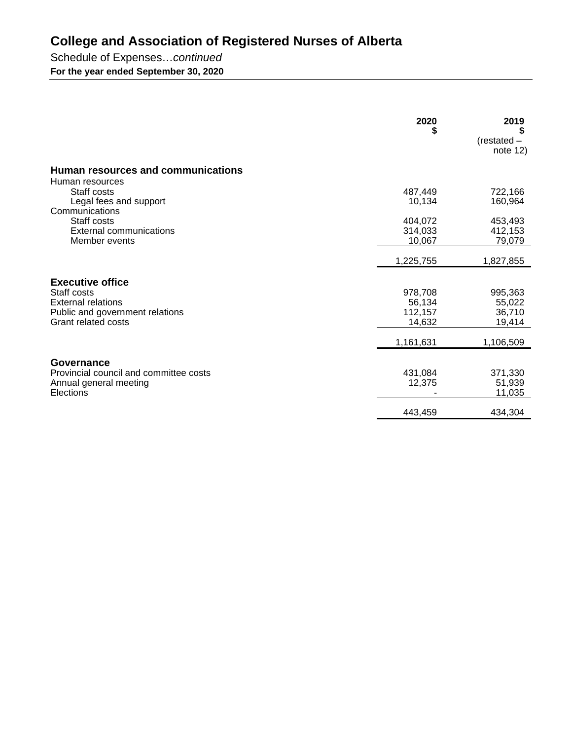# College and Association of Registered Nurses of Alberta

Schedule of Expenses…*continued*

**For the year ended September 30, 2020**

| | 2020 $ | 2019 $ (restated – note 12) |
|---|---|---|
| **Human resources and communications** | | |
| Human resources | | |
| Staff costs | 487,449 | 722,166 |
| Legal fees and support | 10,134 | 160,964 |
| Communications | | |
| Staff costs | 404,072 | 453,493 |
| External communications | 314,033 | 412,153 |
| Member events | 10,067 | 79,079 |
| | 1,225,755 | 1,827,855 |
| **Executive office** | | |
| Staff costs | 978,708 | 995,363 |
| External relations | 56,134 | 55,022 |
| Public and government relations | 112,157 | 36,710 |
| Grant related costs | 14,632 | 19,414 |
| | 1,161,631 | 1,106,509 |
| **Governance** | | |
| Provincial council and committee costs | 431,084 | 371,330 |
| Annual general meeting | 12,375 | 51,939 |
| Elections | - | 11,035 |
| | 443,459 | 434,304 |